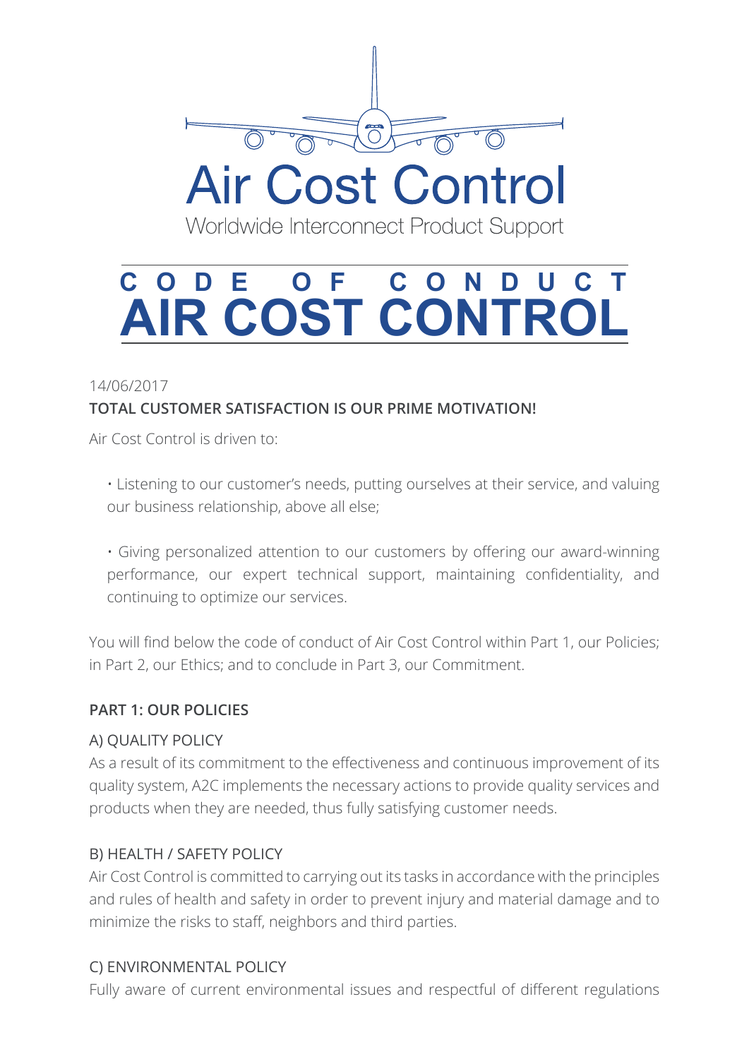Air Cost Control

Worldwide Interconnect Product Support

# CODE OF CONDUCT AIR COST CONTROL

14/06/2017

**TOTAL CUSTOMER SATISFACTION IS OUR PRIME MOTIVATION!**

Air Cost Control is driven to:

- Listening to our customer's needs, putting ourselves at their service, and valuing our business relationship, above all else;
- Giving personalized attention to our customers by offering our award-winning performance, our expert technical support, maintaining confidentiality, and continuing to optimize our services.

You will find below the code of conduct of Air Cost Control within Part 1, our Policies; in Part 2, our Ethics; and to conclude in Part 3, our Commitment.

## PART 1: OUR POLICIES

### A) QUALITY POLICY

As a result of its commitment to the effectiveness and continuous improvement of its quality system, A2C implements the necessary actions to provide quality services and products when they are needed, thus fully satisfying customer needs.

### B) HEALTH / SAFETY POLICY

Air Cost Control is committed to carrying out its tasks in accordance with the principles and rules of health and safety in order to prevent injury and material damage and to minimize the risks to staff, neighbors and third parties.

### C) ENVIRONMENTAL POLICY

Fully aware of current environmental issues and respectful of different regulations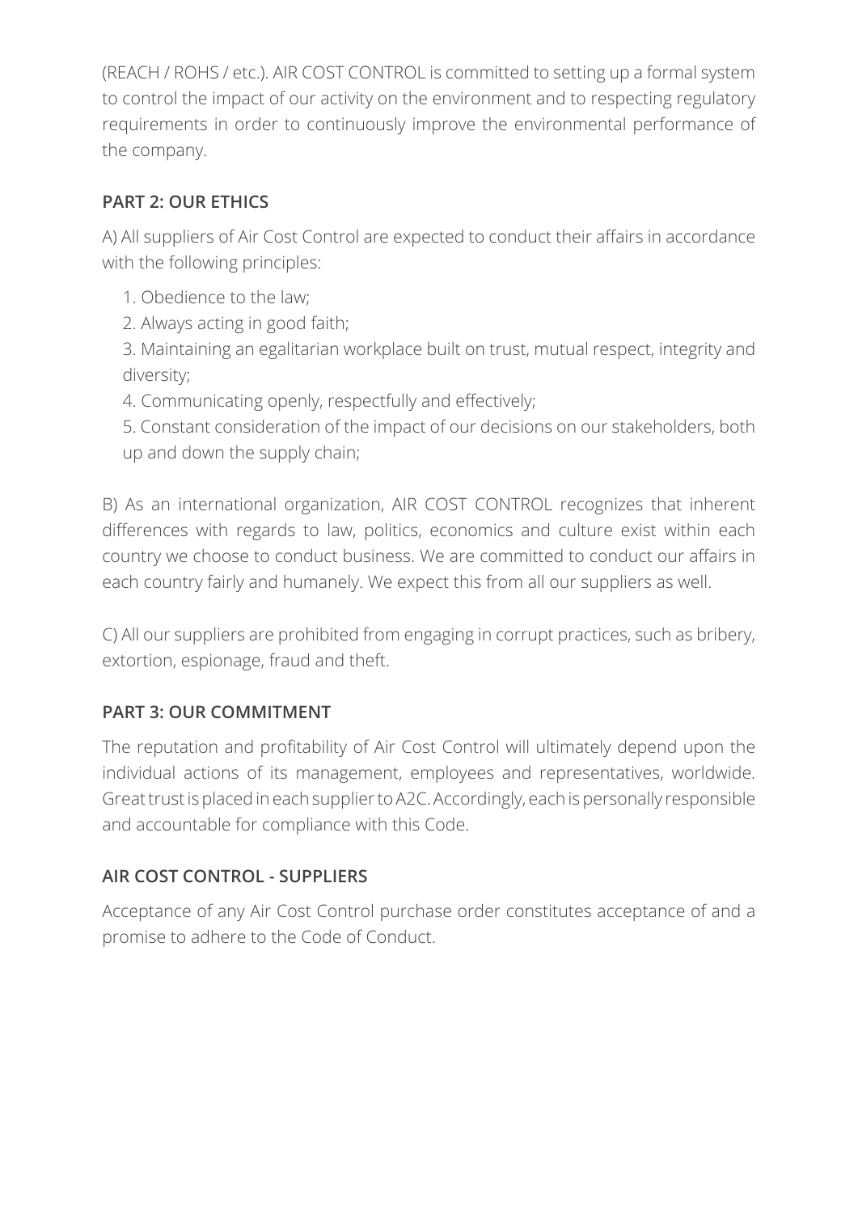(REACH / ROHS / etc.). AIR COST CONTROL is committed to setting up a formal system to control the impact of our activity on the environment and to respecting regulatory requirements in order to continuously improve the environmental performance of the company.

## PART 2: OUR ETHICS

A) All suppliers of Air Cost Control are expected to conduct their affairs in accordance with the following principles:

1. Obedience to the law;
2. Always acting in good faith;
3. Maintaining an egalitarian workplace built on trust, mutual respect, integrity and diversity;
4. Communicating openly, respectfully and effectively;
5. Constant consideration of the impact of our decisions on our stakeholders, both up and down the supply chain;

B) As an international organization, AIR COST CONTROL recognizes that inherent differences with regards to law, politics, economics and culture exist within each country we choose to conduct business. We are committed to conduct our affairs in each country fairly and humanely. We expect this from all our suppliers as well.

C) All our suppliers are prohibited from engaging in corrupt practices, such as bribery, extortion, espionage, fraud and theft.

## PART 3: OUR COMMITMENT

The reputation and profitability of Air Cost Control will ultimately depend upon the individual actions of its management, employees and representatives, worldwide. Great trust is placed in each supplier to A2C. Accordingly, each is personally responsible and accountable for compliance with this Code.

## AIR COST CONTROL - SUPPLIERS

Acceptance of any Air Cost Control purchase order constitutes acceptance of and a promise to adhere to the Code of Conduct.